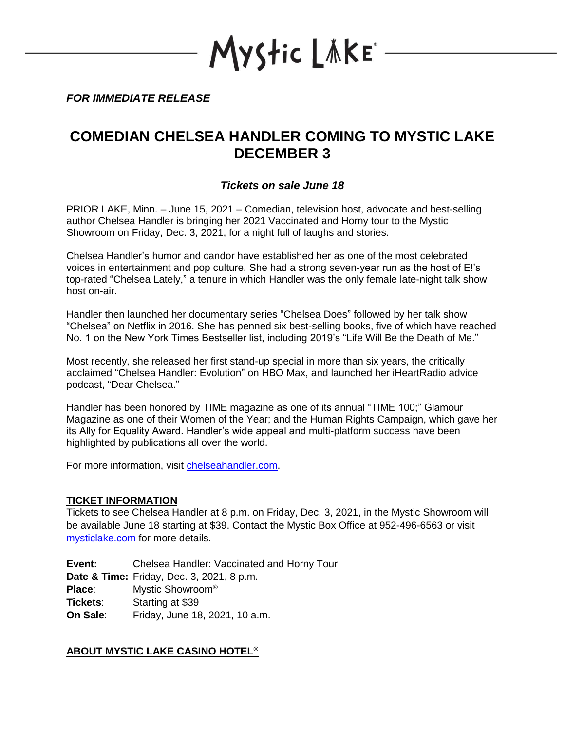Mystic LAKE®

*FOR IMMEDIATE RELEASE*

# COMEDIAN CHELSEA HANDLER COMING TO MYSTIC LAKE DECEMBER 3

### *Tickets on sale June 18*

PRIOR LAKE, Minn. – June 15, 2021 – Comedian, television host, advocate and best-selling author Chelsea Handler is bringing her 2021 Vaccinated and Horny tour to the Mystic Showroom on Friday, Dec. 3, 2021, for a night full of laughs and stories.

Chelsea Handler's humor and candor have established her as one of the most celebrated voices in entertainment and pop culture. She had a strong seven-year run as the host of E!'s top-rated "Chelsea Lately," a tenure in which Handler was the only female late-night talk show host on-air.

Handler then launched her documentary series "Chelsea Does" followed by her talk show "Chelsea" on Netflix in 2016. She has penned six best-selling books, five of which have reached No. 1 on the New York Times Bestseller list, including 2019's "Life Will Be the Death of Me."

Most recently, she released her first stand-up special in more than six years, the critically acclaimed "Chelsea Handler: Evolution" on HBO Max, and launched her iHeartRadio advice podcast, "Dear Chelsea."

Handler has been honored by TIME magazine as one of its annual "TIME 100;" Glamour Magazine as one of their Women of the Year; and the Human Rights Campaign, which gave her its Ally for Equality Award. Handler's wide appeal and multi-platform success have been highlighted by publications all over the world.

For more information, visit [chelseahandler.com](chelseahandler.com).

## TICKET INFORMATION

Tickets to see Chelsea Handler at 8 p.m. on Friday, Dec. 3, 2021, in the Mystic Showroom will be available June 18 starting at $39. Contact the Mystic Box Office at 952-496-6563 or visit [mysticlake.com](mysticlake.com) for more details.

**Event:** Chelsea Handler: Vaccinated and Horny Tour
**Date & Time:** Friday, Dec. 3, 2021, 8 p.m.
**Place:** Mystic Showroom®
**Tickets:** Starting at $39
**On Sale:** Friday, June 18, 2021, 10 a.m.

## ABOUT MYSTIC LAKE CASINO HOTEL®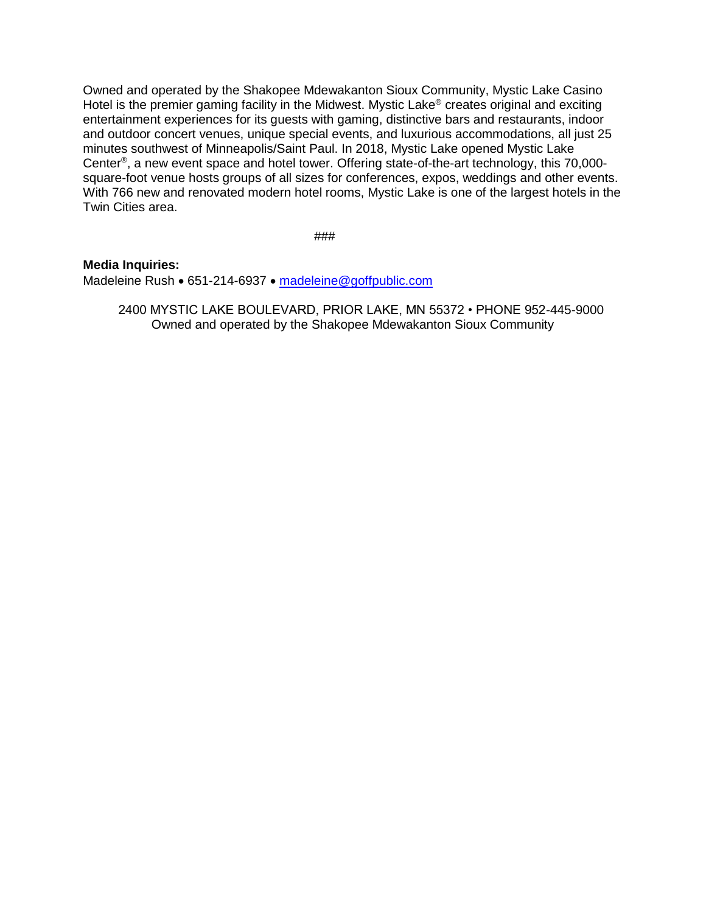Owned and operated by the Shakopee Mdewakanton Sioux Community, Mystic Lake Casino Hotel is the premier gaming facility in the Midwest. Mystic Lake® creates original and exciting entertainment experiences for its guests with gaming, distinctive bars and restaurants, indoor and outdoor concert venues, unique special events, and luxurious accommodations, all just 25 minutes southwest of Minneapolis/Saint Paul. In 2018, Mystic Lake opened Mystic Lake Center®, a new event space and hotel tower. Offering state-of-the-art technology, this 70,000-square-foot venue hosts groups of all sizes for conferences, expos, weddings and other events. With 766 new and renovated modern hotel rooms, Mystic Lake is one of the largest hotels in the Twin Cities area.

###

**Media Inquiries:**
Madeleine Rush • 651-214-6937 • madeleine@goffpublic.com

2400 MYSTIC LAKE BOULEVARD, PRIOR LAKE, MN 55372 • PHONE 952-445-9000
Owned and operated by the Shakopee Mdewakanton Sioux Community